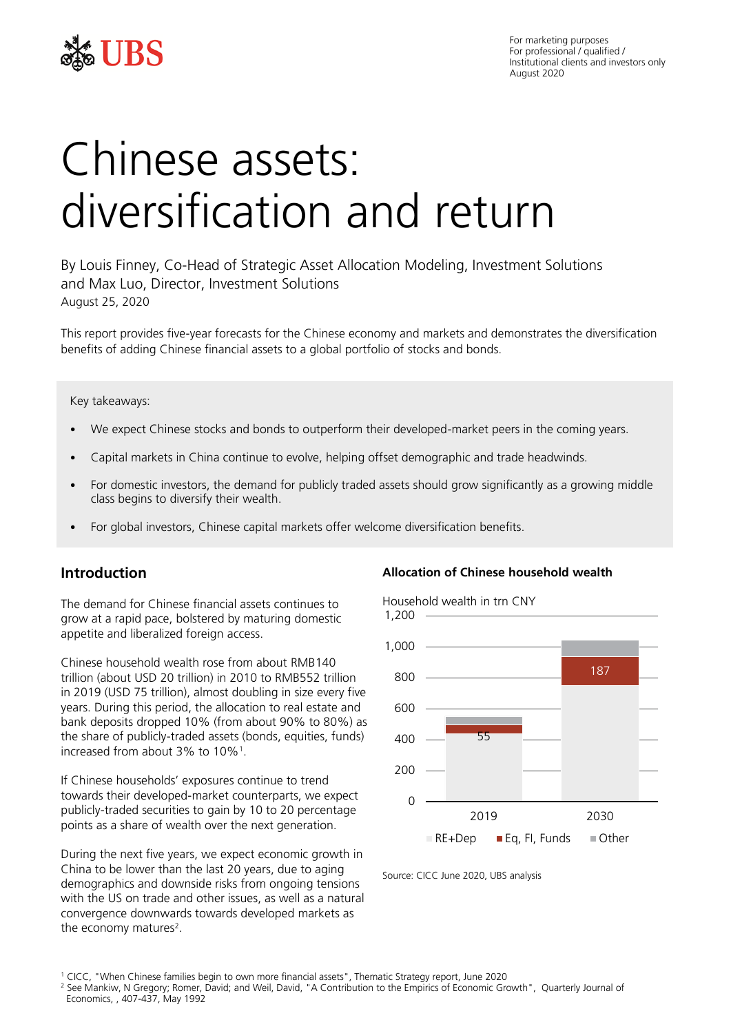For marketing purposes
For professional / qualified / Institutional clients and investors only
August 2020

# Chinese assets: diversification and return

By Louis Finney, Co-Head of Strategic Asset Allocation Modeling, Investment Solutions and Max Luo, Director, Investment Solutions
August 25, 2020

This report provides five-year forecasts for the Chinese economy and markets and demonstrates the diversification benefits of adding Chinese financial assets to a global portfolio of stocks and bonds.

Key takeaways:

- We expect Chinese stocks and bonds to outperform their developed-market peers in the coming years.
- Capital markets in China continue to evolve, helping offset demographic and trade headwinds.
- For domestic investors, the demand for publicly traded assets should grow significantly as a growing middle class begins to diversify their wealth.
- For global investors, Chinese capital markets offer welcome diversification benefits.

## Introduction

The demand for Chinese financial assets continues to grow at a rapid pace, bolstered by maturing domestic appetite and liberalized foreign access.

Chinese household wealth rose from about RMB140 trillion (about USD 20 trillion) in 2010 to RMB552 trillion in 2019 (USD 75 trillion), almost doubling in size every five years. During this period, the allocation to real estate and bank deposits dropped 10% (from about 90% to 80%) as the share of publicly-traded assets (bonds, equities, funds) increased from about 3% to 10%[1].

If Chinese households' exposures continue to trend towards their developed-market counterparts, we expect publicly-traded securities to gain by 10 to 20 percentage points as a share of wealth over the next generation.

During the next five years, we expect economic growth in China to be lower than the last 20 years, due to aging demographics and downside risks from ongoing tensions with the US on trade and other issues, as well as a natural convergence downwards towards developed markets as the economy matures[2].

**Allocation of Chinese household wealth**

Household wealth in trn CNY

| | RE+Dep | Eq, FI, Funds | Other |
|---|---|---|---|
| 2019 | | 55 | |
| 2030 | | 187 | |

Source: CICC June 2020, UBS analysis

[1] CICC, "When Chinese families begin to own more financial assets", Thematic Strategy report, June 2020
[2] See Mankiw, N Gregory; Romer, David; and Weil, David, "A Contribution to the Empirics of Economic Growth", Quarterly Journal of Economics, , 407-437, May 1992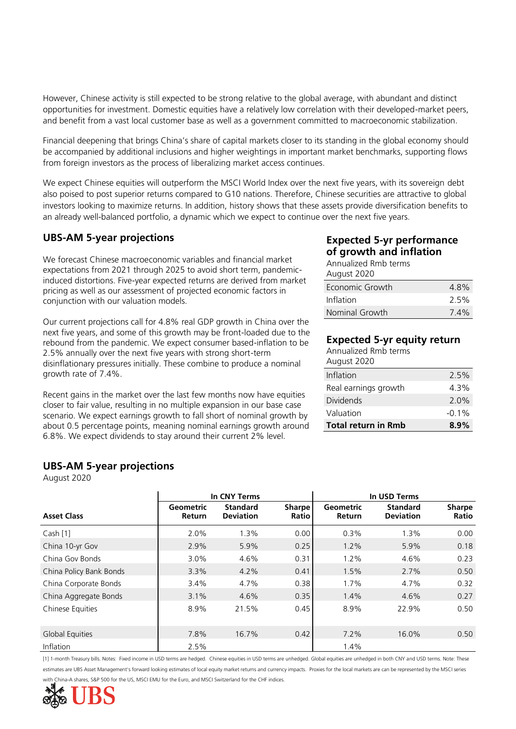However, Chinese activity is still expected to be strong relative to the global average, with abundant and distinct opportunities for investment. Domestic equities have a relatively low correlation with their developed-market peers, and benefit from a vast local customer base as well as a government committed to macroeconomic stabilization.

Financial deepening that brings China's share of capital markets closer to its standing in the global economy should be accompanied by additional inclusions and higher weightings in important market benchmarks, supporting flows from foreign investors as the process of liberalizing market access continues.

We expect Chinese equities will outperform the MSCI World Index over the next five years, with its sovereign debt also poised to post superior returns compared to G10 nations. Therefore, Chinese securities are attractive to global investors looking to maximize returns. In addition, history shows that these assets provide diversification benefits to an already well-balanced portfolio, a dynamic which we expect to continue over the next five years.

## UBS-AM 5-year projections

We forecast Chinese macroeconomic variables and financial market expectations from 2021 through 2025 to avoid short term, pandemic-induced distortions. Five-year expected returns are derived from market pricing as well as our assessment of projected economic factors in conjunction with our valuation models.

Our current projections call for 4.8% real GDP growth in China over the next five years, and some of this growth may be front-loaded due to the rebound from the pandemic. We expect consumer based-inflation to be 2.5% annually over the next five years with strong short-term disinflationary pressures initially. These combine to produce a nominal growth rate of 7.4%.

Recent gains in the market over the last few months now have equities closer to fair value, resulting in no multiple expansion in our base case scenario. We expect earnings growth to fall short of nominal growth by about 0.5 percentage points, meaning nominal earnings growth around 6.8%. We expect dividends to stay around their current 2% level.

### Expected 5-yr performance of growth and inflation

Annualized Rmb terms
August 2020

| | |
|---|---|
| Economic Growth | 4.8% |
| Inflation | 2.5% |
| Nominal Growth | 7.4% |

### Expected 5-yr equity return

Annualized Rmb terms
August 2020

| | |
|---|---|
| Inflation | 2.5% |
| Real earnings growth | 4.3% |
| Dividends | 2.0% |
| Valuation | -0.1% |
| **Total return in Rmb** | **8.9%** |

## UBS-AM 5-year projections

August 2020

| | In CNY Terms | | | In USD Terms | | |
|---|---|---|---|---|---|---|
| **Asset Class** | **Geometric Return** | **Standard Deviation** | **Sharpe Ratio** | **Geometric Return** | **Standard Deviation** | **Sharpe Ratio** |
| Cash [1] | 2.0% | 1.3% | 0.00 | 0.3% | 1.3% | 0.00 |
| China 10-yr Gov | 2.9% | 5.9% | 0.25 | 1.2% | 5.9% | 0.18 |
| China Gov Bonds | 3.0% | 4.6% | 0.31 | 1.2% | 4.6% | 0.23 |
| China Policy Bank Bonds | 3.3% | 4.2% | 0.41 | 1.5% | 2.7% | 0.50 |
| China Corporate Bonds | 3.4% | 4.7% | 0.38 | 1.7% | 4.7% | 0.32 |
| China Aggregate Bonds | 3.1% | 4.6% | 0.35 | 1.4% | 4.6% | 0.27 |
| Chinese Equities | 8.9% | 21.5% | 0.45 | 8.9% | 22.9% | 0.50 |
| Global Equities | 7.8% | 16.7% | 0.42 | 7.2% | 16.0% | 0.50 |
| Inflation | 2.5% | | | 1.4% | | |

[1] 1-month Treasury bills. Notes: Fixed income in USD terms are hedged. Chinese equities in USD terms are unhedged. Global equities are unhedged in both CNY and USD terms. Note: These estimates are UBS Asset Management's forward looking estimates of local equity market returns and currency impacts. Proxies for the local markets are can be represented by the MSCI series with China-A shares, S&P 500 for the US, MSCI EMU for the Euro, and MSCI Switzerland for the CHF indices.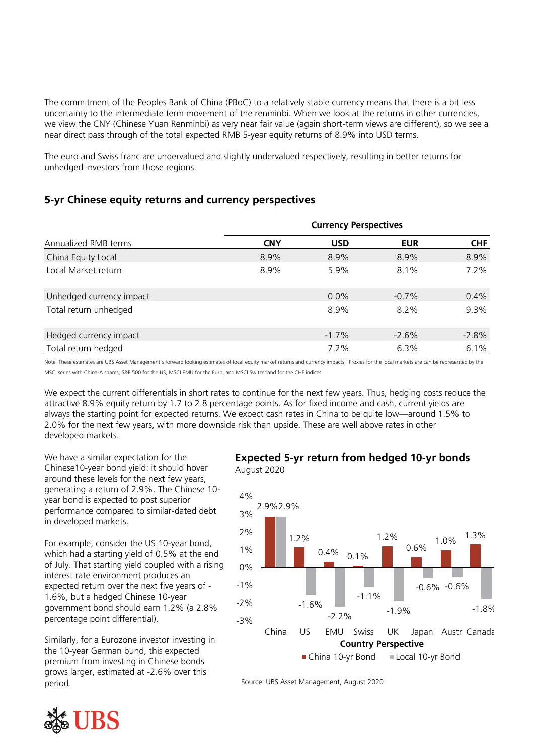The commitment of the Peoples Bank of China (PBoC) to a relatively stable currency means that there is a bit less uncertainty to the intermediate term movement of the renminbi. When we look at the returns in other currencies, we view the CNY (Chinese Yuan Renminbi) as very near fair value (again short-term views are different), so we see a near direct pass through of the total expected RMB 5-year equity returns of 8.9% into USD terms.

The euro and Swiss franc are undervalued and slightly undervalued respectively, resulting in better returns for unhedged investors from those regions.

### 5-yr Chinese equity returns and currency perspectives

| | Currency Perspectives | | | |
|---|---|---|---|---|
| Annualized RMB terms | CNY | USD | EUR | CHF |
| China Equity Local | 8.9% | 8.9% | 8.9% | 8.9% |
| Local Market return | 8.9% | 5.9% | 8.1% | 7.2% |
| | | | | |
| Unhedged currency impact | | 0.0% | -0.7% | 0.4% |
| Total return unhedged | | 8.9% | 8.2% | 9.3% |
| | | | | |
| Hedged currency impact | | -1.7% | -2.6% | -2.8% |
| Total return hedged | | 7.2% | 6.3% | 6.1% |

Note: These estimates are UBS Asset Management's forward looking estimates of local equity market returns and currency impacts. Proxies for the local markets are can be represented by the MSCI series with China-A shares, S&P 500 for the US, MSCI EMU for the Euro, and MSCI Switzerland for the CHF indices.

We expect the current differentials in short rates to continue for the next few years. Thus, hedging costs reduce the attractive 8.9% equity return by 1.7 to 2.8 percentage points. As for fixed income and cash, current yields are always the starting point for expected returns. We expect cash rates in China to be quite low—around 1.5% to 2.0% for the next few years, with more downside risk than upside. These are well above rates in other developed markets.

We have a similar expectation for the Chinese10-year bond yield: it should hover around these levels for the next few years, generating a return of 2.9%. The Chinese 10-year bond is expected to post superior performance compared to similar-dated debt in developed markets.

For example, consider the US 10-year bond, which had a starting yield of 0.5% at the end of July. That starting yield coupled with a rising interest rate environment produces an expected return over the next five years of -1.6%, but a hedged Chinese 10-year government bond should earn 1.2% (a 2.8% percentage point differential).

Similarly, for a Eurozone investor investing in the 10-year German bund, this expected premium from investing in Chinese bonds grows larger, estimated at -2.6% over this period.

### Expected 5-yr return from hedged 10-yr bonds

August 2020

| Country Perspective | China 10-yr Bond | Local 10-yr Bond |
|---|---|---|
| China | 2.9% | 2.9% |
| US | 1.2% | -1.6% |
| EMU | 0.4% | -2.2% |
| Swiss | 0.1% | -1.1% |
| UK | 1.2% | -1.9% |
| Japan | 0.6% | -0.6% |
| Austr | 1.0% | -0.6% |
| Canada | 1.3% | -1.8% |

Source: UBS Asset Management, August 2020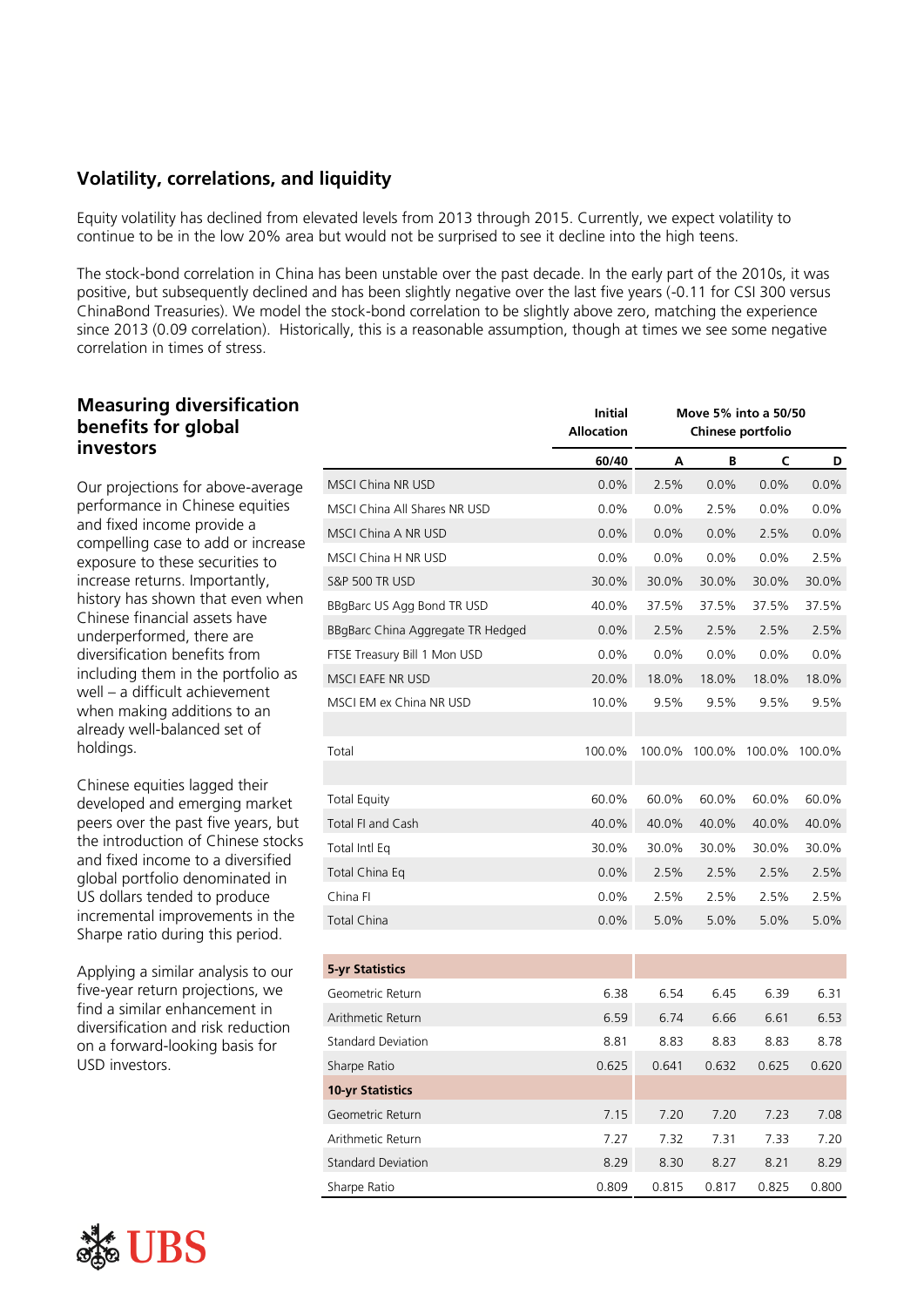## Volatility, correlations, and liquidity

Equity volatility has declined from elevated levels from 2013 through 2015. Currently, we expect volatility to continue to be in the low 20% area but would not be surprised to see it decline into the high teens.

The stock-bond correlation in China has been unstable over the past decade. In the early part of the 2010s, it was positive, but subsequently declined and has been slightly negative over the last five years (-0.11 for CSI 300 versus ChinaBond Treasuries). We model the stock-bond correlation to be slightly above zero, matching the experience since 2013 (0.09 correlation). Historically, this is a reasonable assumption, though at times we see some negative correlation in times of stress.

## Measuring diversification benefits for global investors

Our projections for above-average performance in Chinese equities and fixed income provide a compelling case to add or increase exposure to these securities to increase returns. Importantly, history has shown that even when Chinese financial assets have underperformed, there are diversification benefits from including them in the portfolio as well – a difficult achievement when making additions to an already well-balanced set of holdings.

Chinese equities lagged their developed and emerging market peers over the past five years, but the introduction of Chinese stocks and fixed income to a diversified global portfolio denominated in US dollars tended to produce incremental improvements in the Sharpe ratio during this period.

Applying a similar analysis to our five-year return projections, we find a similar enhancement in diversification and risk reduction on a forward-looking basis for USD investors.

| | Initial Allocation | Move 5% into a 50/50 Chinese portfolio | | | |
|---|---|---|---|---|---|
| | 60/40 | A | B | C | D |
| MSCI China NR USD | 0.0% | 2.5% | 0.0% | 0.0% | 0.0% |
| MSCI China All Shares NR USD | 0.0% | 0.0% | 2.5% | 0.0% | 0.0% |
| MSCI China A NR USD | 0.0% | 0.0% | 0.0% | 2.5% | 0.0% |
| MSCI China H NR USD | 0.0% | 0.0% | 0.0% | 0.0% | 2.5% |
| S&P 500 TR USD | 30.0% | 30.0% | 30.0% | 30.0% | 30.0% |
| BBgBarc US Agg Bond TR USD | 40.0% | 37.5% | 37.5% | 37.5% | 37.5% |
| BBgBarc China Aggregate TR Hedged | 0.0% | 2.5% | 2.5% | 2.5% | 2.5% |
| FTSE Treasury Bill 1 Mon USD | 0.0% | 0.0% | 0.0% | 0.0% | 0.0% |
| MSCI EAFE NR USD | 20.0% | 18.0% | 18.0% | 18.0% | 18.0% |
| MSCI EM ex China NR USD | 10.0% | 9.5% | 9.5% | 9.5% | 9.5% |
| | | | | | |
| Total | 100.0% | 100.0% | 100.0% | 100.0% | 100.0% |
| | | | | | |
| Total Equity | 60.0% | 60.0% | 60.0% | 60.0% | 60.0% |
| Total FI and Cash | 40.0% | 40.0% | 40.0% | 40.0% | 40.0% |
| Total Intl Eq | 30.0% | 30.0% | 30.0% | 30.0% | 30.0% |
| Total China Eq | 0.0% | 2.5% | 2.5% | 2.5% | 2.5% |
| China FI | 0.0% | 2.5% | 2.5% | 2.5% | 2.5% |
| Total China | 0.0% | 5.0% | 5.0% | 5.0% | 5.0% |
| **5-yr Statistics** | | | | | |
| Geometric Return | 6.38 | 6.54 | 6.45 | 6.39 | 6.31 |
| Arithmetic Return | 6.59 | 6.74 | 6.66 | 6.61 | 6.53 |
| Standard Deviation | 8.81 | 8.83 | 8.83 | 8.83 | 8.78 |
| Sharpe Ratio | 0.625 | 0.641 | 0.632 | 0.625 | 0.620 |
| **10-yr Statistics** | | | | | |
| Geometric Return | 7.15 | 7.20 | 7.20 | 7.23 | 7.08 |
| Arithmetic Return | 7.27 | 7.32 | 7.31 | 7.33 | 7.20 |
| Standard Deviation | 8.29 | 8.30 | 8.27 | 8.21 | 8.29 |
| Sharpe Ratio | 0.809 | 0.815 | 0.817 | 0.825 | 0.800 |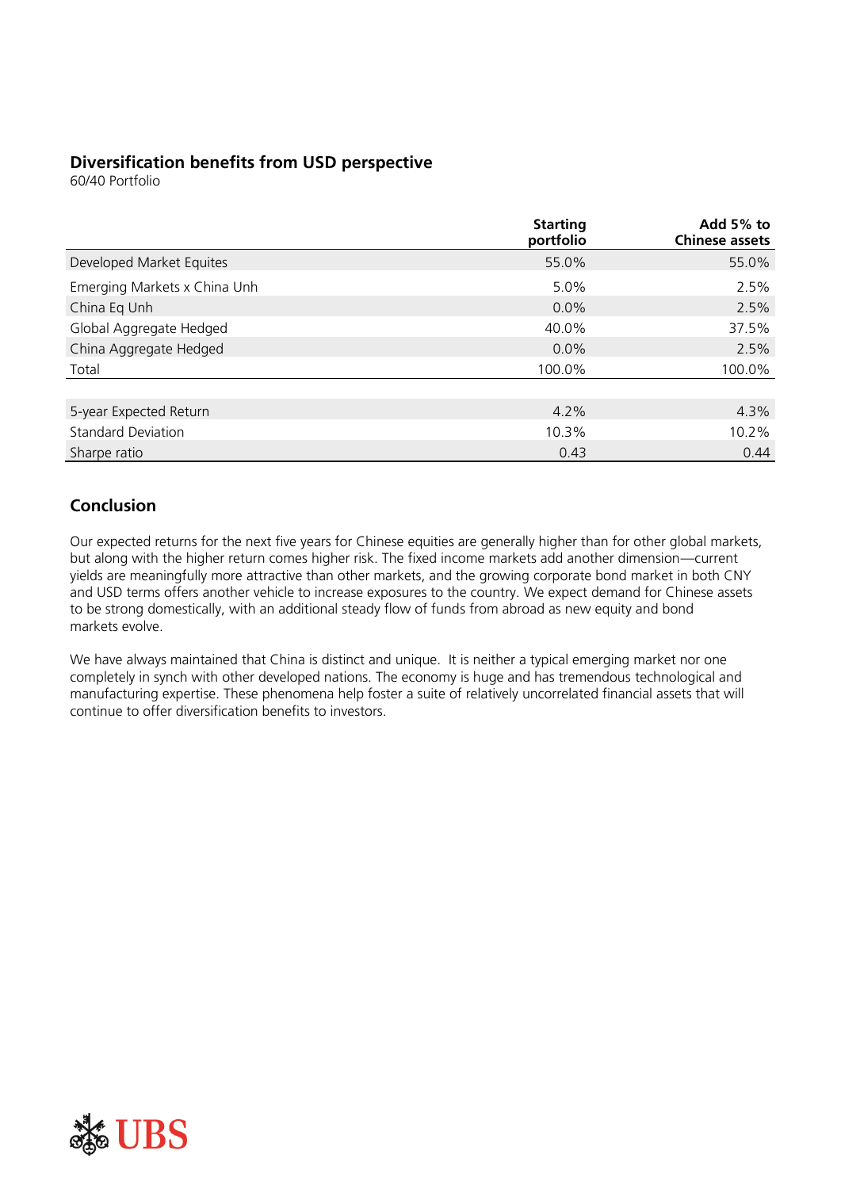### Diversification benefits from USD perspective

60/40 Portfolio

| | Starting portfolio | Add 5% to Chinese assets |
|---|---|---|
| Developed Market Equites | 55.0% | 55.0% |
| Emerging Markets x China Unh | 5.0% | 2.5% |
| China Eq Unh | 0.0% | 2.5% |
| Global Aggregate Hedged | 40.0% | 37.5% |
| China Aggregate Hedged | 0.0% | 2.5% |
| Total | 100.0% | 100.0% |
| | | |
| 5-year Expected Return | 4.2% | 4.3% |
| Standard Deviation | 10.3% | 10.2% |
| Sharpe ratio | 0.43 | 0.44 |

## Conclusion

Our expected returns for the next five years for Chinese equities are generally higher than for other global markets, but along with the higher return comes higher risk. The fixed income markets add another dimension—current yields are meaningfully more attractive than other markets, and the growing corporate bond market in both CNY and USD terms offers another vehicle to increase exposures to the country. We expect demand for Chinese assets to be strong domestically, with an additional steady flow of funds from abroad as new equity and bond markets evolve.

We have always maintained that China is distinct and unique. It is neither a typical emerging market nor one completely in synch with other developed nations. The economy is huge and has tremendous technological and manufacturing expertise. These phenomena help foster a suite of relatively uncorrelated financial assets that will continue to offer diversification benefits to investors.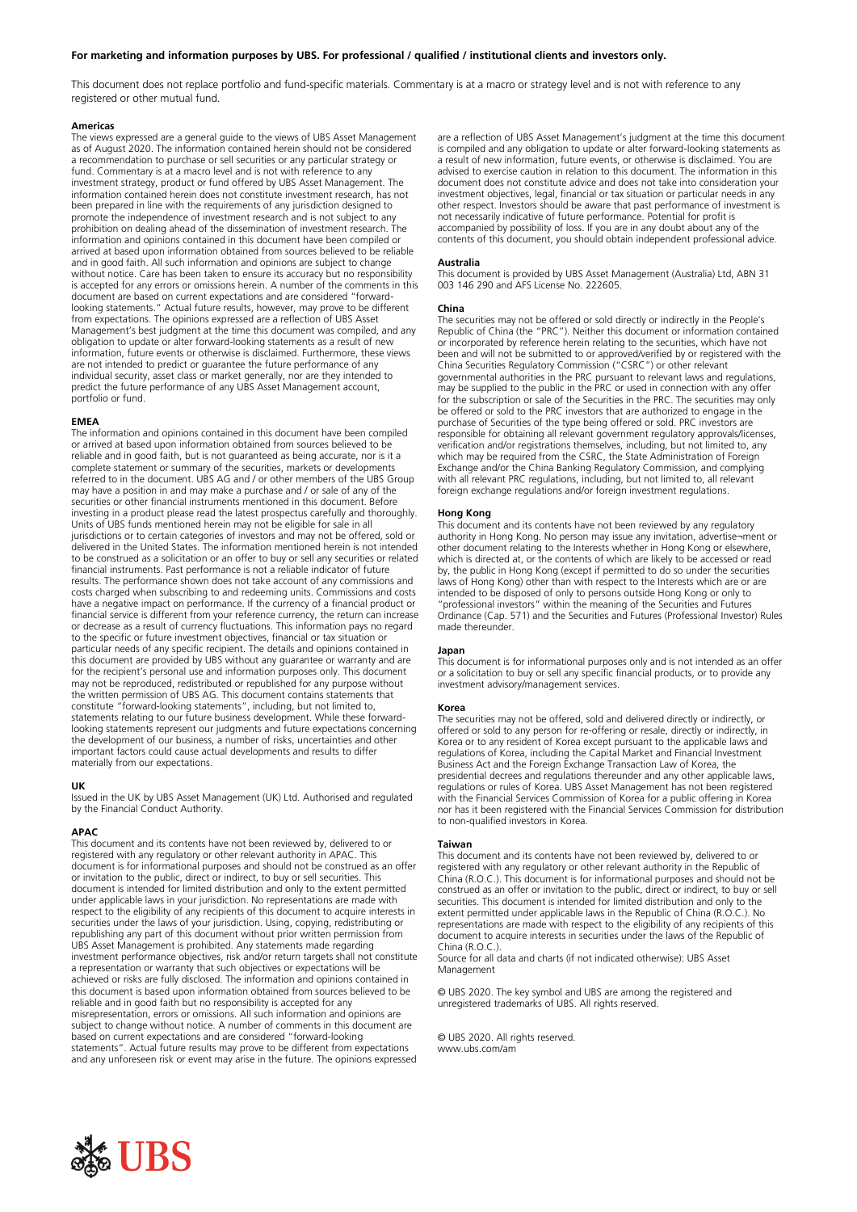**For marketing and information purposes by UBS. For professional / qualified / institutional clients and investors only.**

This document does not replace portfolio and fund-specific materials. Commentary is at a macro or strategy level and is not with reference to any registered or other mutual fund.

**Americas**

The views expressed are a general guide to the views of UBS Asset Management as of August 2020. The information contained herein should not be considered a recommendation to purchase or sell securities or any particular strategy or fund. Commentary is at a macro level and is not with reference to any investment strategy, product or fund offered by UBS Asset Management. The information contained herein does not constitute investment research, has not been prepared in line with the requirements of any jurisdiction designed to promote the independence of investment research and is not subject to any prohibition on dealing ahead of the dissemination of investment research. The information and opinions contained in this document have been compiled or arrived at based upon information obtained from sources believed to be reliable and in good faith. All such information and opinions are subject to change without notice. Care has been taken to ensure its accuracy but no responsibility is accepted for any errors or omissions herein. A number of the comments in this document are based on current expectations and are considered "forward-looking statements." Actual future results, however, may prove to be different from expectations. The opinions expressed are a reflection of UBS Asset Management's best judgment at the time this document was compiled, and any obligation to update or alter forward-looking statements as a result of new information, future events or otherwise is disclaimed. Furthermore, these views are not intended to predict or guarantee the future performance of any individual security, asset class or market generally, nor are they intended to predict the future performance of any UBS Asset Management account, portfolio or fund.

**EMEA**

The information and opinions contained in this document have been compiled or arrived at based upon information obtained from sources believed to be reliable and in good faith, but is not guaranteed as being accurate, nor is it a complete statement or summary of the securities, markets or developments referred to in the document. UBS AG and / or other members of the UBS Group may have a position in and may make a purchase and / or sale of any of the securities or other financial instruments mentioned in this document. Before investing in a product please read the latest prospectus carefully and thoroughly. Units of UBS funds mentioned herein may not be eligible for sale in all jurisdictions or to certain categories of investors and may not be offered, sold or delivered in the United States. The information mentioned herein is not intended to be construed as a solicitation or an offer to buy or sell any securities or related financial instruments. Past performance is not a reliable indicator of future results. The performance shown does not take account of any commissions and costs charged when subscribing to and redeeming units. Commissions and costs have a negative impact on performance. If the currency of a financial product or financial service is different from your reference currency, the return can increase or decrease as a result of currency fluctuations. This information pays no regard to the specific or future investment objectives, financial or tax situation or particular needs of any specific recipient. The details and opinions contained in this document are provided by UBS without any guarantee or warranty and are for the recipient's personal use and information purposes only. This document may not be reproduced, redistributed or republished for any purpose without the written permission of UBS AG. This document contains statements that constitute "forward-looking statements", including, but not limited to, statements relating to our future business development. While these forward-looking statements represent our judgments and future expectations concerning the development of our business, a number of risks, uncertainties and other important factors could cause actual developments and results to differ materially from our expectations.

**UK**

Issued in the UK by UBS Asset Management (UK) Ltd. Authorised and regulated by the Financial Conduct Authority.

**APAC**

This document and its contents have not been reviewed by, delivered to or registered with any regulatory or other relevant authority in APAC. This document is for informational purposes and should not be construed as an offer or invitation to the public, direct or indirect, to buy or sell securities. This document is intended for limited distribution and only to the extent permitted under applicable laws in your jurisdiction. No representations are made with respect to the eligibility of any recipients of this document to acquire interests in securities under the laws of your jurisdiction. Using, copying, redistributing or republishing any part of this document without prior written permission from UBS Asset Management is prohibited. Any statements made regarding investment performance objectives, risk and/or return targets shall not constitute a representation or warranty that such objectives or expectations will be achieved or risks are fully disclosed. The information and opinions contained in this document is based upon information obtained from sources believed to be reliable and in good faith but no responsibility is accepted for any misrepresentation, errors or omissions. All such information and opinions are subject to change without notice. A number of comments in this document are based on current expectations and are considered "forward-looking statements". Actual future results may prove to be different from expectations and any unforeseen risk or event may arise in the future. The opinions expressed are a reflection of UBS Asset Management's judgment at the time this document is compiled and any obligation to update or alter forward-looking statements as a result of new information, future events, or otherwise is disclaimed. You are advised to exercise caution in relation to this document. The information in this document does not constitute advice and does not take into consideration your investment objectives, legal, financial or tax situation or particular needs in any other respect. Investors should be aware that past performance of investment is not necessarily indicative of future performance. Potential for profit is accompanied by possibility of loss. If you are in any doubt about any of the contents of this document, you should obtain independent professional advice.

**Australia**

This document is provided by UBS Asset Management (Australia) Ltd, ABN 31 003 146 290 and AFS License No. 222605.

**China**

The securities may not be offered or sold directly or indirectly in the People's Republic of China (the "PRC"). Neither this document or information contained or incorporated by reference herein relating to the securities, which have not been and will not be submitted to or approved/verified by or registered with the China Securities Regulatory Commission ("CSRC") or other relevant governmental authorities in the PRC pursuant to relevant laws and regulations, may be supplied to the public in the PRC or used in connection with any offer for the subscription or sale of the Securities in the PRC. The securities may only be offered or sold to the PRC investors that are authorized to engage in the purchase of Securities of the type being offered or sold. PRC investors are responsible for obtaining all relevant government regulatory approvals/licenses, verification and/or registrations themselves, including, but not limited to, any which may be required from the CSRC, the State Administration of Foreign Exchange and/or the China Banking Regulatory Commission, and complying with all relevant PRC regulations, including, but not limited to, all relevant foreign exchange regulations and/or foreign investment regulations.

**Hong Kong**

This document and its contents have not been reviewed by any regulatory authority in Hong Kong. No person may issue any invitation, advertise¬ment or other document relating to the Interests whether in Hong Kong or elsewhere, which is directed at, or the contents of which are likely to be accessed or read by, the public in Hong Kong (except if permitted to do so under the securities laws of Hong Kong) other than with respect to the Interests which are or are intended to be disposed of only to persons outside Hong Kong or only to "professional investors" within the meaning of the Securities and Futures Ordinance (Cap. 571) and the Securities and Futures (Professional Investor) Rules made thereunder.

**Japan**

This document is for informational purposes only and is not intended as an offer or a solicitation to buy or sell any specific financial products, or to provide any investment advisory/management services.

**Korea**

The securities may not be offered, sold and delivered directly or indirectly, or offered or sold to any person for re-offering or resale, directly or indirectly, in Korea or to any resident of Korea except pursuant to the applicable laws and regulations of Korea, including the Capital Market and Financial Investment Business Act and the Foreign Exchange Transaction Law of Korea, the presidential decrees and regulations thereunder and any other applicable laws, regulations or rules of Korea. UBS Asset Management has not been registered with the Financial Services Commission of Korea for a public offering in Korea nor has it been registered with the Financial Services Commission for distribution to non-qualified investors in Korea.

**Taiwan**

This document and its contents have not been reviewed by, delivered to or registered with any regulatory or other relevant authority in the Republic of China (R.O.C.). This document is for informational purposes and should not be construed as an offer or invitation to the public, direct or indirect, to buy or sell securities. This document is intended for limited distribution and only to the extent permitted under applicable laws in the Republic of China (R.O.C.). No representations are made with respect to the eligibility of any recipients of this document to acquire interests in securities under the laws of the Republic of China (R.O.C.).

Source for all data and charts (if not indicated otherwise): UBS Asset Management

© UBS 2020. The key symbol and UBS are among the registered and unregistered trademarks of UBS. All rights reserved.

© UBS 2020. All rights reserved.
www.ubs.com/am

UBS